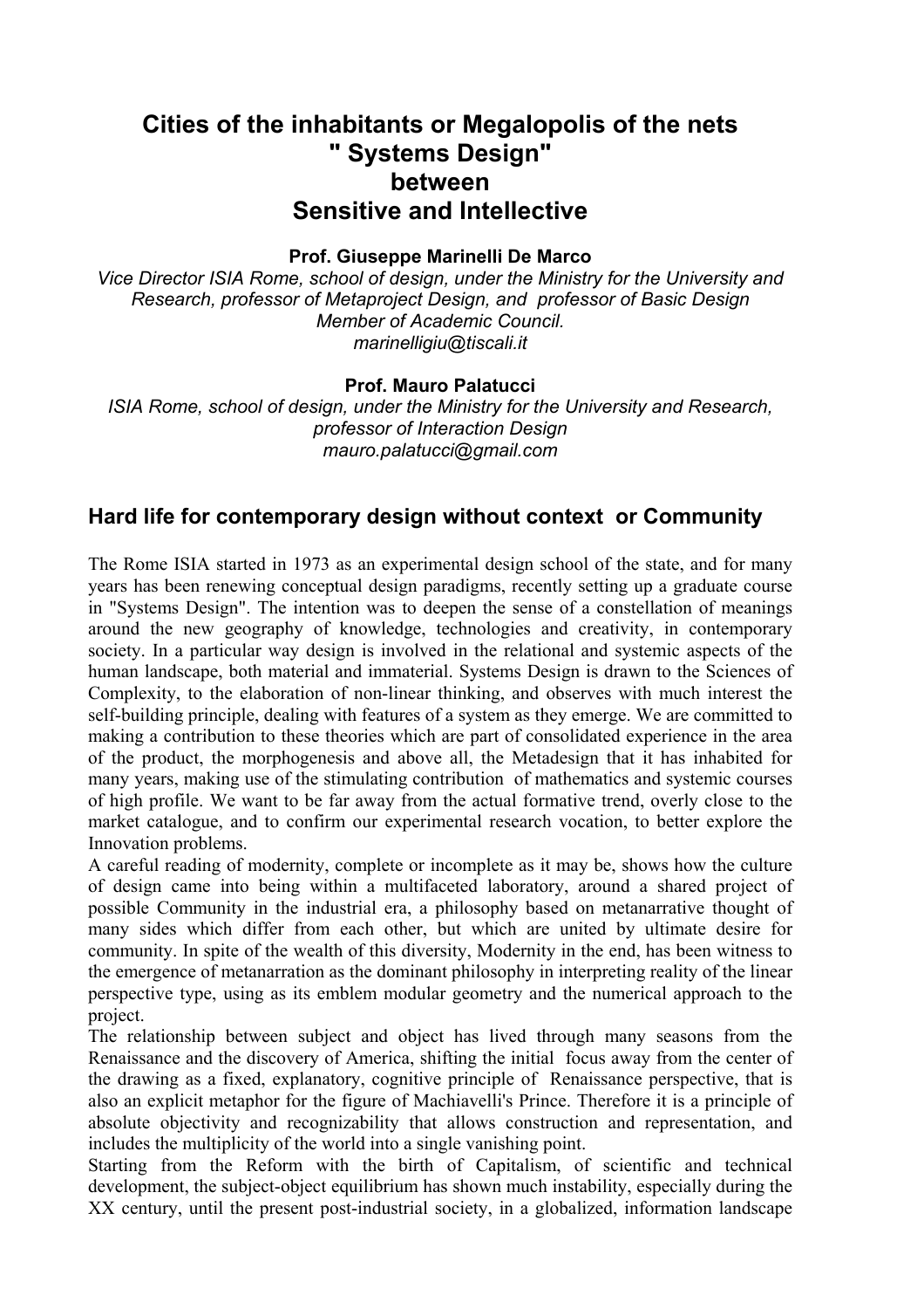# Cities of the inhabitants or Megalopolis of the nets " Systems Design" between Sensitive and Intellective

**Prof. Giuseppe Marinelli De Marco**

*Vice Director ISIA Rome, school of design, under the Ministry for the University and Research, professor of Metaproject Design, and professor of Basic Design Member of Academic Council.*
*marinelligiu@tiscali.it*

**Prof. Mauro Palatucci**

*ISIA Rome, school of design, under the Ministry for the University and Research, professor of Interaction Design*
*mauro.palatucci@gmail.com*

## Hard life for contemporary design without context or Community

The Rome ISIA started in 1973 as an experimental design school of the state, and for many years has been renewing conceptual design paradigms, recently setting up a graduate course in "Systems Design". The intention was to deepen the sense of a constellation of meanings around the new geography of knowledge, technologies and creativity, in contemporary society. In a particular way design is involved in the relational and systemic aspects of the human landscape, both material and immaterial. Systems Design is drawn to the Sciences of Complexity, to the elaboration of non-linear thinking, and observes with much interest the self-building principle, dealing with features of a system as they emerge. We are committed to making a contribution to these theories which are part of consolidated experience in the area of the product, the morphogenesis and above all, the Metadesign that it has inhabited for many years, making use of the stimulating contribution of mathematics and systemic courses of high profile. We want to be far away from the actual formative trend, overly close to the market catalogue, and to confirm our experimental research vocation, to better explore the Innovation problems.

A careful reading of modernity, complete or incomplete as it may be, shows how the culture of design came into being within a multifaceted laboratory, around a shared project of possible Community in the industrial era, a philosophy based on metanarrative thought of many sides which differ from each other, but which are united by ultimate desire for community. In spite of the wealth of this diversity, Modernity in the end, has been witness to the emergence of metanarration as the dominant philosophy in interpreting reality of the linear perspective type, using as its emblem modular geometry and the numerical approach to the project.

The relationship between subject and object has lived through many seasons from the Renaissance and the discovery of America, shifting the initial focus away from the center of the drawing as a fixed, explanatory, cognitive principle of Renaissance perspective, that is also an explicit metaphor for the figure of Machiavelli's Prince. Therefore it is a principle of absolute objectivity and recognizability that allows construction and representation, and includes the multiplicity of the world into a single vanishing point.

Starting from the Reform with the birth of Capitalism, of scientific and technical development, the subject-object equilibrium has shown much instability, especially during the XX century, until the present post-industrial society, in a globalized, information landscape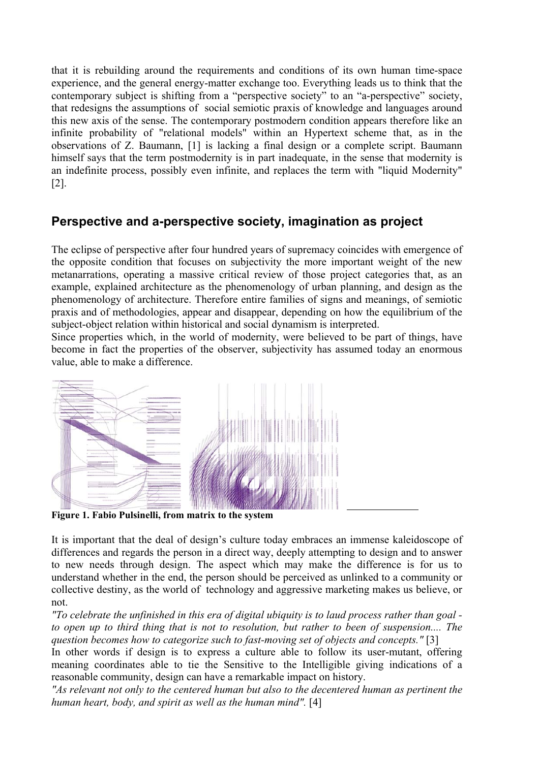that it is rebuilding around the requirements and conditions of its own human time-space experience, and the general energy-matter exchange too. Everything leads us to think that the contemporary subject is shifting from a "perspective society" to an "a-perspective" society, that redesigns the assumptions of social semiotic praxis of knowledge and languages around this new axis of the sense. The contemporary postmodern condition appears therefore like an infinite probability of "relational models" within an Hypertext scheme that, as in the observations of Z. Baumann, [1] is lacking a final design or a complete script. Baumann himself says that the term postmodernity is in part inadequate, in the sense that modernity is an indefinite process, possibly even infinite, and replaces the term with "liquid Modernity" [2].

## Perspective and a-perspective society, imagination as project

The eclipse of perspective after four hundred years of supremacy coincides with emergence of the opposite condition that focuses on subjectivity the more important weight of the new metanarrations, operating a massive critical review of those project categories that, as an example, explained architecture as the phenomenology of urban planning, and design as the phenomenology of architecture. Therefore entire families of signs and meanings, of semiotic praxis and of methodologies, appear and disappear, depending on how the equilibrium of the subject-object relation within historical and social dynamism is interpreted.

Since properties which, in the world of modernity, were believed to be part of things, have become in fact the properties of the observer, subjectivity has assumed today an enormous value, able to make a difference.

**Figure 1. Fabio Pulsinelli, from matrix to the system**

It is important that the deal of design's culture today embraces an immense kaleidoscope of differences and regards the person in a direct way, deeply attempting to design and to answer to new needs through design. The aspect which may make the difference is for us to understand whether in the end, the person should be perceived as unlinked to a community or collective destiny, as the world of technology and aggressive marketing makes us believe, or not.

*"To celebrate the unfinished in this era of digital ubiquity is to laud process rather than goal - to open up to third thing that is not to resolution, but rather to been of suspension.... The question becomes how to categorize such to fast-moving set of objects and concepts."* [3]

In other words if design is to express a culture able to follow its user-mutant, offering meaning coordinates able to tie the Sensitive to the Intelligible giving indications of a reasonable community, design can have a remarkable impact on history.

*"As relevant not only to the centered human but also to the decentered human as pertinent the human heart, body, and spirit as well as the human mind".* [4]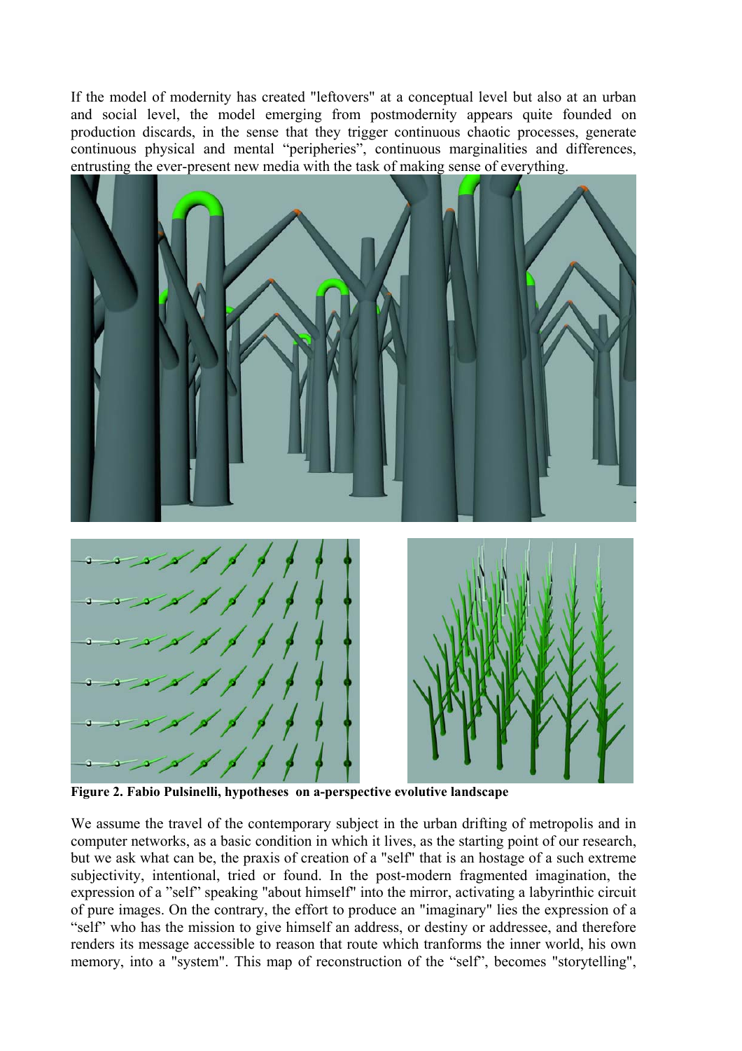If the model of modernity has created "leftovers" at a conceptual level but also at an urban and social level, the model emerging from postmodernity appears quite founded on production discards, in the sense that they trigger continuous chaotic processes, generate continuous physical and mental "peripheries", continuous marginalities and differences, entrusting the ever-present new media with the task of making sense of everything.

**Figure 2. Fabio Pulsinelli, hypotheses on a-perspective evolutive landscape**

We assume the travel of the contemporary subject in the urban drifting of metropolis and in computer networks, as a basic condition in which it lives, as the starting point of our research, but we ask what can be, the praxis of creation of a "self" that is an hostage of a such extreme subjectivity, intentional, tried or found. In the post-modern fragmented imagination, the expression of a "self" speaking "about himself" into the mirror, activating a labyrinthic circuit of pure images. On the contrary, the effort to produce an "imaginary" lies the expression of a "self" who has the mission to give himself an address, or destiny or addressee, and therefore renders its message accessible to reason that route which tranforms the inner world, his own memory, into a "system". This map of reconstruction of the "self", becomes "storytelling",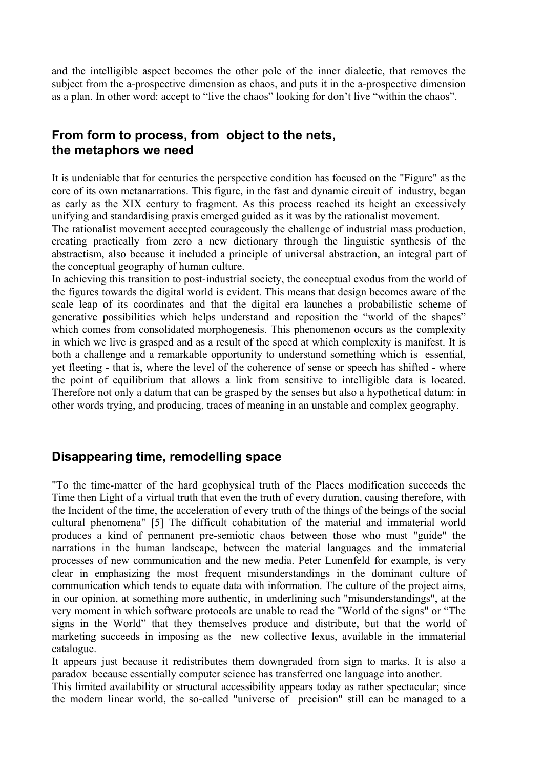and the intelligible aspect becomes the other pole of the inner dialectic, that removes the subject from the a-prospective dimension as chaos, and puts it in the a-prospective dimension as a plan. In other word: accept to "live the chaos" looking for don't live "within the chaos".

## From form to process, from object to the nets, the metaphors we need

It is undeniable that for centuries the perspective condition has focused on the "Figure" as the core of its own metanarrations. This figure, in the fast and dynamic circuit of industry, began as early as the XIX century to fragment. As this process reached its height an excessively unifying and standardising praxis emerged guided as it was by the rationalist movement.

The rationalist movement accepted courageously the challenge of industrial mass production, creating practically from zero a new dictionary through the linguistic synthesis of the abstractism, also because it included a principle of universal abstraction, an integral part of the conceptual geography of human culture.

In achieving this transition to post-industrial society, the conceptual exodus from the world of the figures towards the digital world is evident. This means that design becomes aware of the scale leap of its coordinates and that the digital era launches a probabilistic scheme of generative possibilities which helps understand and reposition the "world of the shapes" which comes from consolidated morphogenesis. This phenomenon occurs as the complexity in which we live is grasped and as a result of the speed at which complexity is manifest. It is both a challenge and a remarkable opportunity to understand something which is essential, yet fleeting - that is, where the level of the coherence of sense or speech has shifted - where the point of equilibrium that allows a link from sensitive to intelligible data is located. Therefore not only a datum that can be grasped by the senses but also a hypothetical datum: in other words trying, and producing, traces of meaning in an unstable and complex geography.

## Disappearing time, remodelling space

"To the time-matter of the hard geophysical truth of the Places modification succeeds the Time then Light of a virtual truth that even the truth of every duration, causing therefore, with the Incident of the time, the acceleration of every truth of the things of the beings of the social cultural phenomena" [5] The difficult cohabitation of the material and immaterial world produces a kind of permanent pre-semiotic chaos between those who must "guide" the narrations in the human landscape, between the material languages and the immaterial processes of new communication and the new media. Peter Lunenfeld for example, is very clear in emphasizing the most frequent misunderstandings in the dominant culture of communication which tends to equate data with information. The culture of the project aims, in our opinion, at something more authentic, in underlining such "misunderstandings", at the very moment in which software protocols are unable to read the "World of the signs" or "The signs in the World" that they themselves produce and distribute, but that the world of marketing succeeds in imposing as the new collective lexus, available in the immaterial catalogue.

It appears just because it redistributes them downgraded from sign to marks. It is also a paradox because essentially computer science has transferred one language into another.

This limited availability or structural accessibility appears today as rather spectacular; since the modern linear world, the so-called "universe of precision" still can be managed to a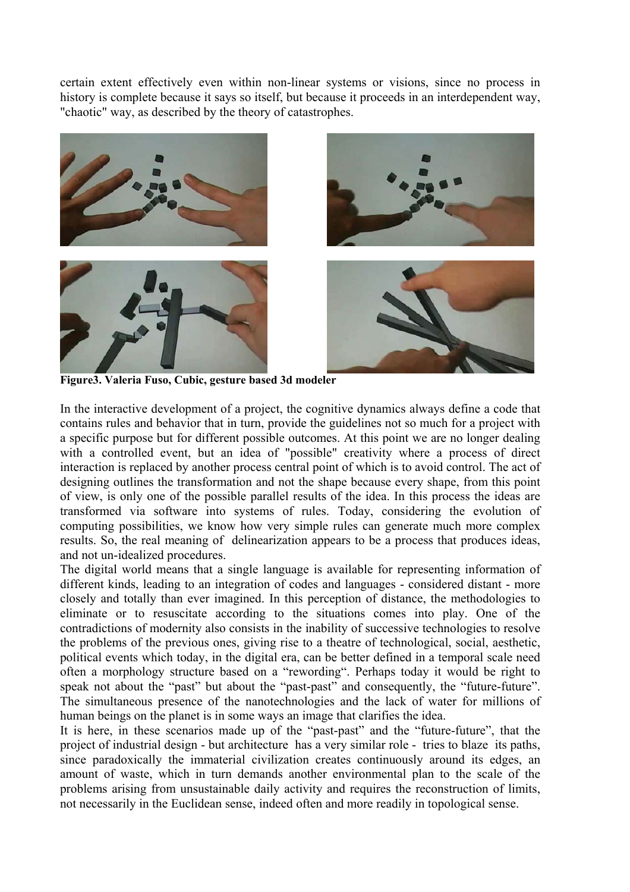certain extent effectively even within non-linear systems or visions, since no process in history is complete because it says so itself, but because it proceeds in an interdependent way, "chaotic" way, as described by the theory of catastrophes.

**Figure3. Valeria Fuso, Cubic, gesture based 3d modeler**

In the interactive development of a project, the cognitive dynamics always define a code that contains rules and behavior that in turn, provide the guidelines not so much for a project with a specific purpose but for different possible outcomes. At this point we are no longer dealing with a controlled event, but an idea of "possible" creativity where a process of direct interaction is replaced by another process central point of which is to avoid control. The act of designing outlines the transformation and not the shape because every shape, from this point of view, is only one of the possible parallel results of the idea. In this process the ideas are transformed via software into systems of rules. Today, considering the evolution of computing possibilities, we know how very simple rules can generate much more complex results. So, the real meaning of delinearization appears to be a process that produces ideas, and not un-idealized procedures.

The digital world means that a single language is available for representing information of different kinds, leading to an integration of codes and languages - considered distant - more closely and totally than ever imagined. In this perception of distance, the methodologies to eliminate or to resuscitate according to the situations comes into play. One of the contradictions of modernity also consists in the inability of successive technologies to resolve the problems of the previous ones, giving rise to a theatre of technological, social, aesthetic, political events which today, in the digital era, can be better defined in a temporal scale need often a morphology structure based on a "rewording". Perhaps today it would be right to speak not about the "past" but about the "past-past" and consequently, the "future-future". The simultaneous presence of the nanotechnologies and the lack of water for millions of human beings on the planet is in some ways an image that clarifies the idea.

It is here, in these scenarios made up of the "past-past" and the "future-future", that the project of industrial design - but architecture has a very similar role - tries to blaze its paths, since paradoxically the immaterial civilization creates continuously around its edges, an amount of waste, which in turn demands another environmental plan to the scale of the problems arising from unsustainable daily activity and requires the reconstruction of limits, not necessarily in the Euclidean sense, indeed often and more readily in topological sense.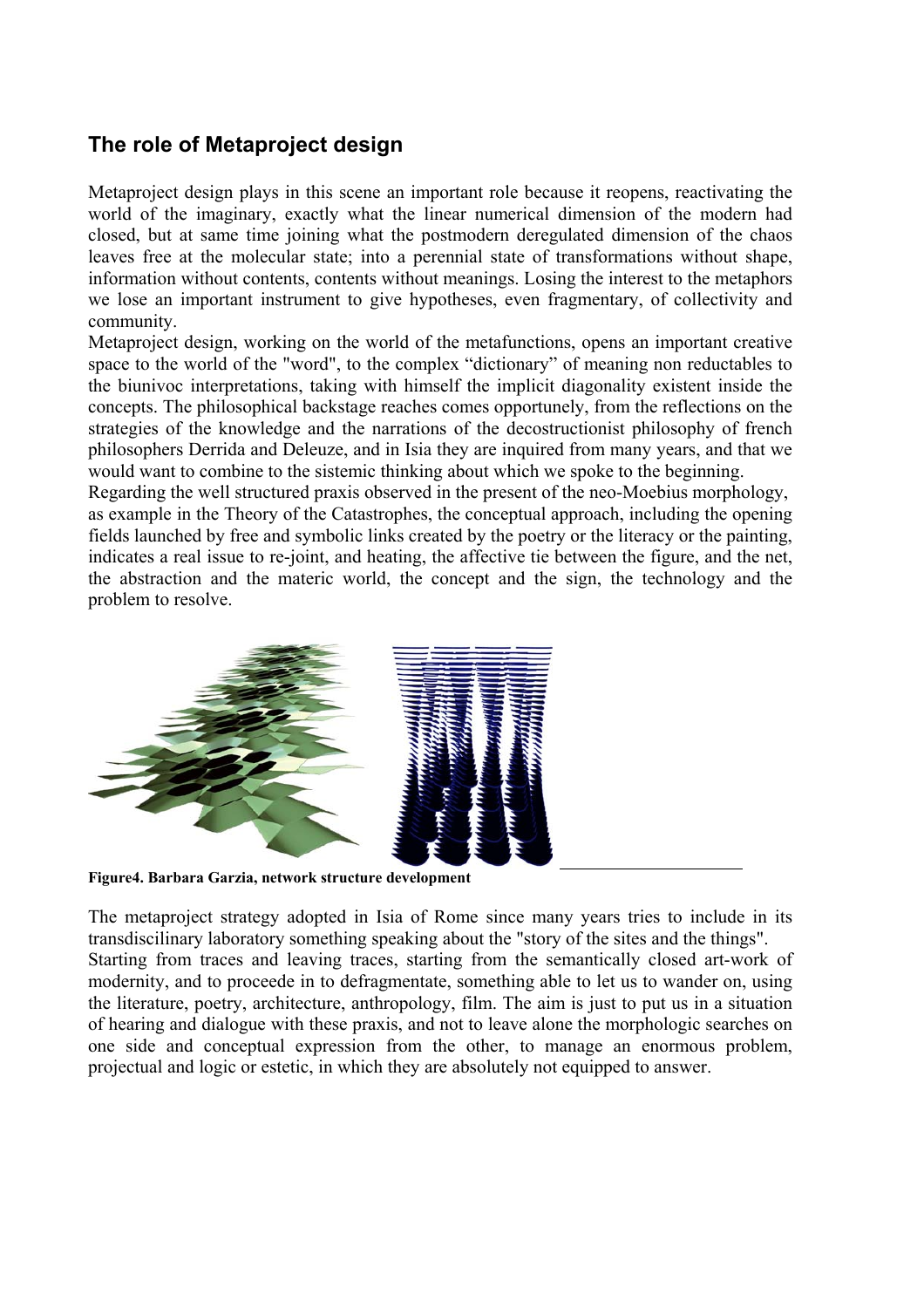## The role of Metaproject design

Metaproject design plays in this scene an important role because it reopens, reactivating the world of the imaginary, exactly what the linear numerical dimension of the modern had closed, but at same time joining what the postmodern deregulated dimension of the chaos leaves free at the molecular state; into a perennial state of transformations without shape, information without contents, contents without meanings. Losing the interest to the metaphors we lose an important instrument to give hypotheses, even fragmentary, of collectivity and community.

Metaproject design, working on the world of the metafunctions, opens an important creative space to the world of the "word", to the complex "dictionary" of meaning non reductables to the biunivoc interpretations, taking with himself the implicit diagonality existent inside the concepts. The philosophical backstage reaches comes opportunely, from the reflections on the strategies of the knowledge and the narrations of the decostructionist philosophy of french philosophers Derrida and Deleuze, and in Isia they are inquired from many years, and that we would want to combine to the sistemic thinking about which we spoke to the beginning.

Regarding the well structured praxis observed in the present of the neo-Moebius morphology, as example in the Theory of the Catastrophes, the conceptual approach, including the opening fields launched by free and symbolic links created by the poetry or the literacy or the painting, indicates a real issue to re-joint, and heating, the affective tie between the figure, and the net, the abstraction and the materic world, the concept and the sign, the technology and the problem to resolve.

**Figure4. Barbara Garzia, network structure development**

The metaproject strategy adopted in Isia of Rome since many years tries to include in its transdiscilinary laboratory something speaking about the "story of the sites and the things".

Starting from traces and leaving traces, starting from the semantically closed art-work of modernity, and to proceede in to defragmentate, something able to let us to wander on, using the literature, poetry, architecture, anthropology, film. The aim is just to put us in a situation of hearing and dialogue with these praxis, and not to leave alone the morphologic searches on one side and conceptual expression from the other, to manage an enormous problem, projectual and logic or estetic, in which they are absolutely not equipped to answer.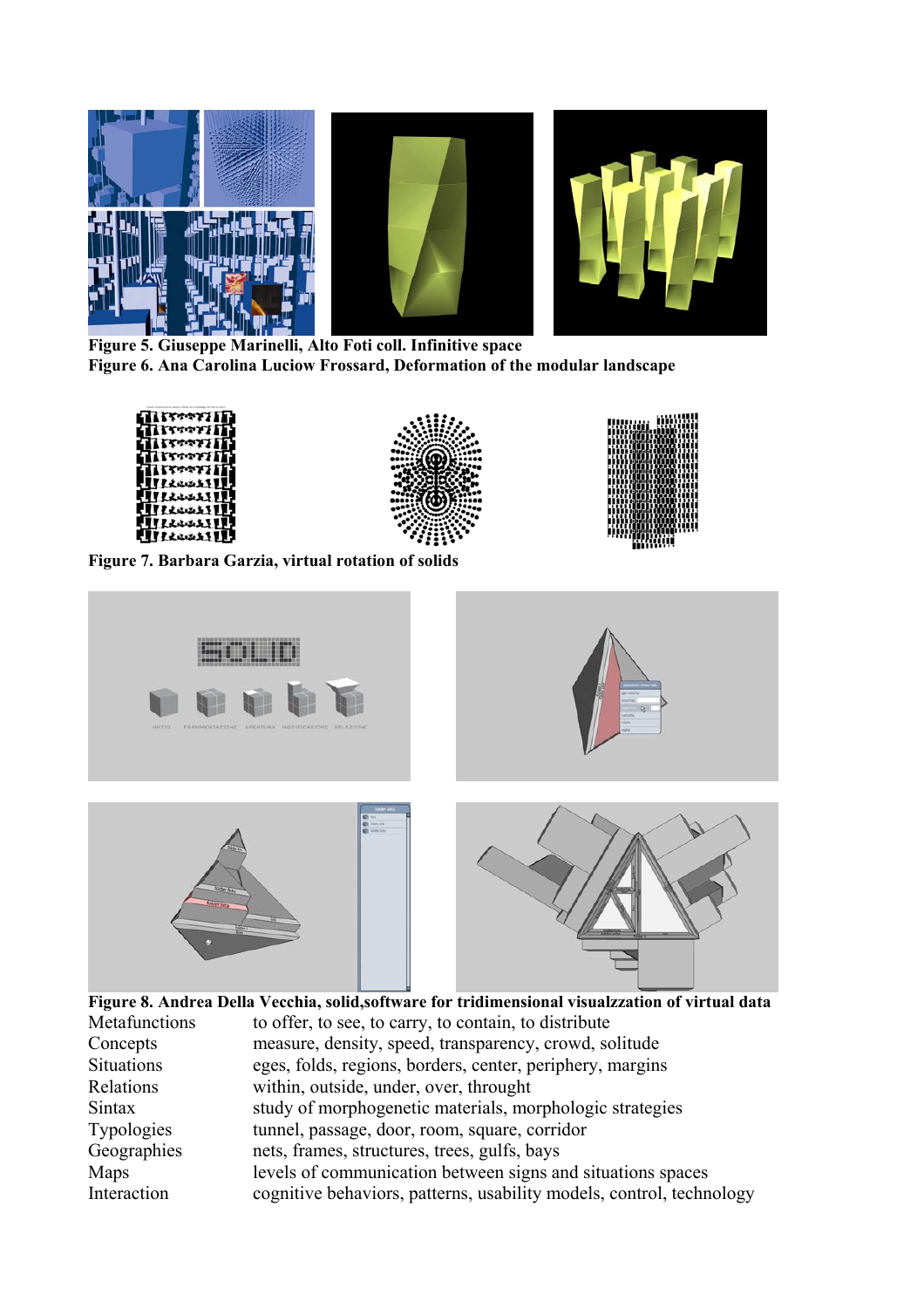**Figure 5. Giuseppe Marinelli, Alto Foti coll. Infinitive space**
**Figure 6. Ana Carolina Luciow Frossard, Deformation of the modular landscape**

**Figure 7. Barbara Garzia, virtual rotation of solids**

**Figure 8. Andrea Della Vecchia, solid,software for tridimensional visualzzation of virtual data**

| | |
|---|---|
| Metafunctions | to offer, to see, to carry, to contain, to distribute |
| Concepts | measure, density, speed, transparency, crowd, solitude |
| Situations | eges, folds, regions, borders, center, periphery, margins |
| Relations | within, outside, under, over, thought |
| Sintax | study of morphogenetic materials, morphologic strategies |
| Typologies | tunnel, passage, door, room, square, corridor |
| Geographies | nets, frames, structures, trees, gulfs, bays |
| Maps | levels of communication between signs and situations spaces |
| Interaction | cognitive behaviors, patterns, usability models, control, technology |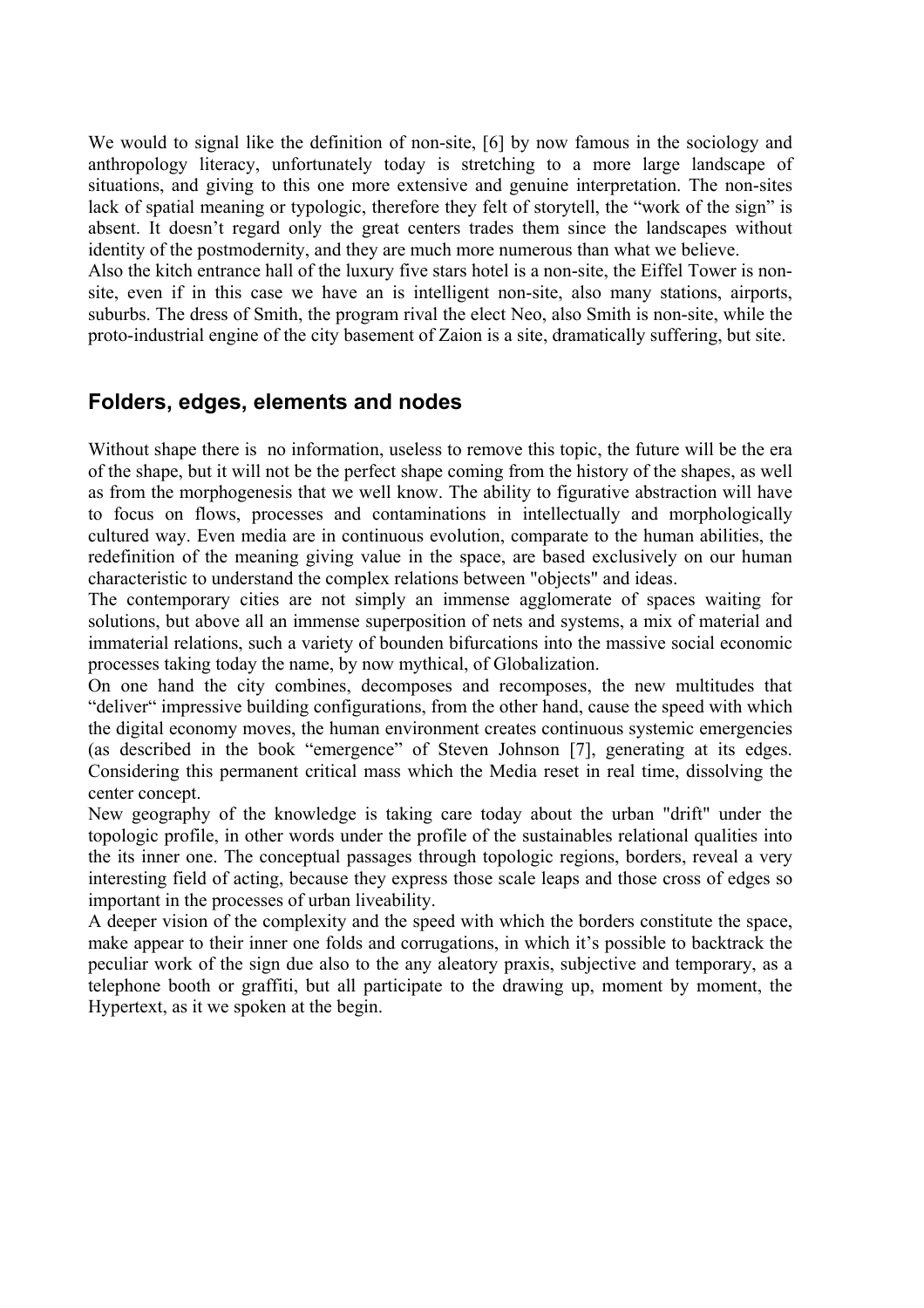We would to signal like the definition of non-site, [6] by now famous in the sociology and anthropology literacy, unfortunately today is stretching to a more large landscape of situations, and giving to this one more extensive and genuine interpretation. The non-sites lack of spatial meaning or typologic, therefore they felt of storytell, the "work of the sign" is absent. It doesn't regard only the great centers trades them since the landscapes without identity of the postmodernity, and they are much more numerous than what we believe.

Also the kitch entrance hall of the luxury five stars hotel is a non-site, the Eiffel Tower is non-site, even if in this case we have an is intelligent non-site, also many stations, airports, suburbs. The dress of Smith, the program rival the elect Neo, also Smith is non-site, while the proto-industrial engine of the city basement of Zaion is a site, dramatically suffering, but site.

## Folders, edges, elements and nodes

Without shape there is no information, useless to remove this topic, the future will be the era of the shape, but it will not be the perfect shape coming from the history of the shapes, as well as from the morphogenesis that we well know. The ability to figurative abstraction will have to focus on flows, processes and contaminations in intellectually and morphologically cultured way. Even media are in continuous evolution, comparate to the human abilities, the redefinition of the meaning giving value in the space, are based exclusively on our human characteristic to understand the complex relations between "objects" and ideas.

The contemporary cities are not simply an immense agglomerate of spaces waiting for solutions, but above all an immense superposition of nets and systems, a mix of material and immaterial relations, such a variety of bounden bifurcations into the massive social economic processes taking today the name, by now mythical, of Globalization.

On one hand the city combines, decomposes and recomposes, the new multitudes that "deliver" impressive building configurations, from the other hand, cause the speed with which the digital economy moves, the human environment creates continuous systemic emergencies (as described in the book "emergence" of Steven Johnson [7], generating at its edges. Considering this permanent critical mass which the Media reset in real time, dissolving the center concept.

New geography of the knowledge is taking care today about the urban "drift" under the topologic profile, in other words under the profile of the sustainables relational qualities into the its inner one. The conceptual passages through topologic regions, borders, reveal a very interesting field of acting, because they express those scale leaps and those cross of edges so important in the processes of urban liveability.

A deeper vision of the complexity and the speed with which the borders constitute the space, make appear to their inner one folds and corrugations, in which it's possible to backtrack the peculiar work of the sign due also to the any aleatory praxis, subjective and temporary, as a telephone booth or graffiti, but all participate to the drawing up, moment by moment, the Hypertext, as it we spoken at the begin.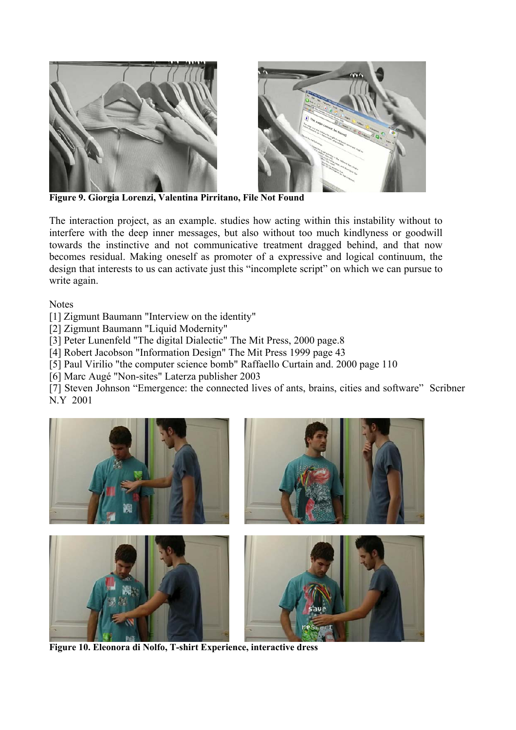**Figure 9. Giorgia Lorenzi, Valentina Pirritano, File Not Found**

The interaction project, as an example. studies how acting within this instability without to interfere with the deep inner messages, but also without too much kindlyness or goodwill towards the instinctive and not communicative treatment dragged behind, and that now becomes residual. Making oneself as promoter of a expressive and logical continuum, the design that interests to us can activate just this "incomplete script" on which we can pursue to write again.

Notes

[1] Zigmunt Baumann "Interview on the identity"
[2] Zigmunt Baumann "Liquid Modernity"
[3] Peter Lunenfeld "The digital Dialectic" The Mit Press, 2000 page.8
[4] Robert Jacobson "Information Design" The Mit Press 1999 page 43
[5] Paul Virilio "the computer science bomb" Raffaello Curtain and. 2000 page 110
[6] Marc Augé "Non-sites" Laterza publisher 2003
[7] Steven Johnson "Emergence: the connected lives of ants, brains, cities and software" Scribner N.Y 2001

**Figure 10. Eleonora di Nolfo, T-shirt Experience, interactive dress**